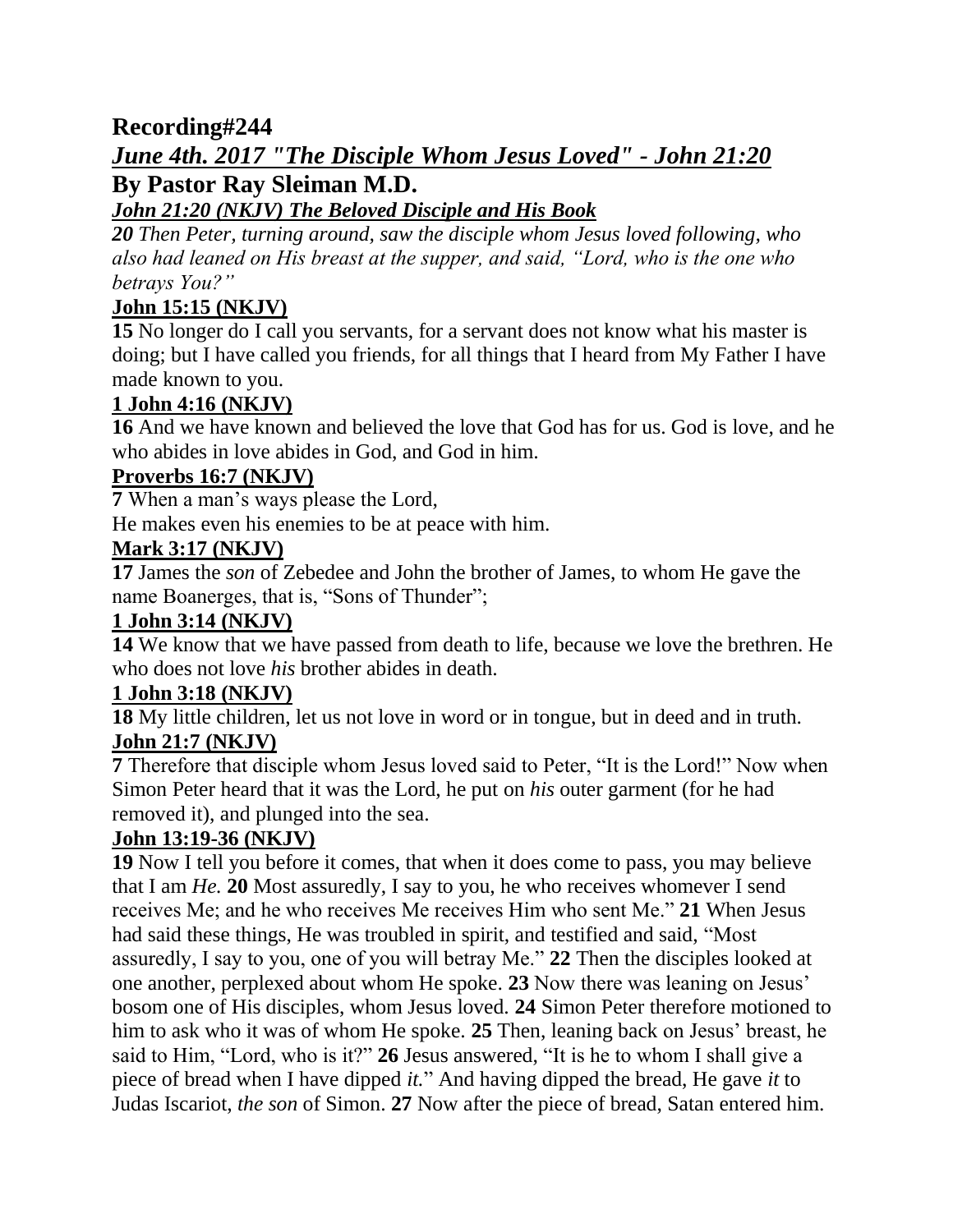# Recording#244

## ***June 4th. 2017 "The Disciple Whom Jesus Loved" - John 21:20***

## By Pastor Ray Sleiman M.D.

***John 21:20 (NKJV) The Beloved Disciple and His Book***

***20** Then Peter, turning around, saw the disciple whom Jesus loved following, who also had leaned on His breast at the supper, and said, "Lord, who is the one who betrays You?"*

**John 15:15 (NKJV)**

**15** No longer do I call you servants, for a servant does not know what his master is doing; but I have called you friends, for all things that I heard from My Father I have made known to you.

**1 John 4:16 (NKJV)**

**16** And we have known and believed the love that God has for us. God is love, and he who abides in love abides in God, and God in him.

**Proverbs 16:7 (NKJV)**

**7** When a man's ways please the Lord,
He makes even his enemies to be at peace with him.

**Mark 3:17 (NKJV)**

**17** James the *son* of Zebedee and John the brother of James, to whom He gave the name Boanerges, that is, "Sons of Thunder";

**1 John 3:14 (NKJV)**

**14** We know that we have passed from death to life, because we love the brethren. He who does not love *his* brother abides in death.

**1 John 3:18 (NKJV)**

**18** My little children, let us not love in word or in tongue, but in deed and in truth.

**John 21:7 (NKJV)**

**7** Therefore that disciple whom Jesus loved said to Peter, "It is the Lord!" Now when Simon Peter heard that it was the Lord, he put on *his* outer garment (for he had removed it), and plunged into the sea.

**John 13:19-36 (NKJV)**

**19** Now I tell you before it comes, that when it does come to pass, you may believe that I am *He.* **20** Most assuredly, I say to you, he who receives whomever I send receives Me; and he who receives Me receives Him who sent Me." **21** When Jesus had said these things, He was troubled in spirit, and testified and said, "Most assuredly, I say to you, one of you will betray Me." **22** Then the disciples looked at one another, perplexed about whom He spoke. **23** Now there was leaning on Jesus' bosom one of His disciples, whom Jesus loved. **24** Simon Peter therefore motioned to him to ask who it was of whom He spoke. **25** Then, leaning back on Jesus' breast, he said to Him, "Lord, who is it?" **26** Jesus answered, "It is he to whom I shall give a piece of bread when I have dipped *it.*" And having dipped the bread, He gave *it* to Judas Iscariot, *the son* of Simon. **27** Now after the piece of bread, Satan entered him.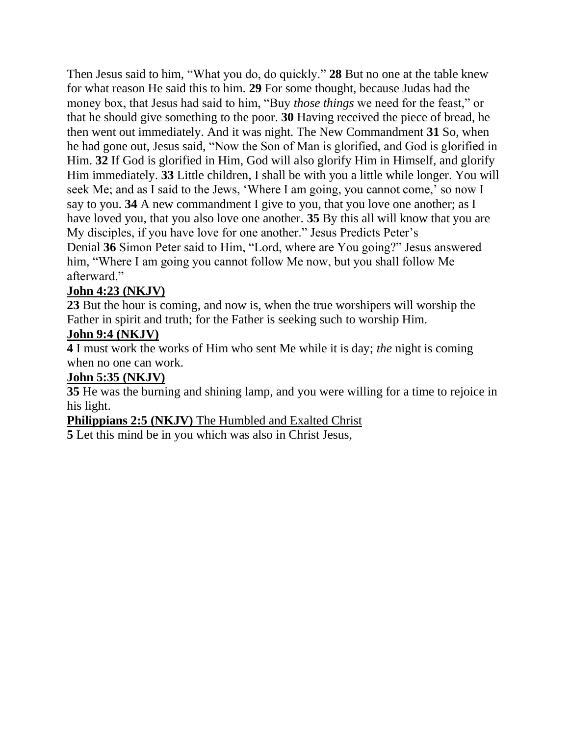Then Jesus said to him, "What you do, do quickly." **28** But no one at the table knew for what reason He said this to him. **29** For some thought, because Judas had the money box, that Jesus had said to him, "Buy *those things* we need for the feast," or that he should give something to the poor. **30** Having received the piece of bread, he then went out immediately. And it was night. The New Commandment **31** So, when he had gone out, Jesus said, "Now the Son of Man is glorified, and God is glorified in Him. **32** If God is glorified in Him, God will also glorify Him in Himself, and glorify Him immediately. **33** Little children, I shall be with you a little while longer. You will seek Me; and as I said to the Jews, 'Where I am going, you cannot come,' so now I say to you. **34** A new commandment I give to you, that you love one another; as I have loved you, that you also love one another. **35** By this all will know that you are My disciples, if you have love for one another." Jesus Predicts Peter's Denial **36** Simon Peter said to Him, "Lord, where are You going?" Jesus answered him, "Where I am going you cannot follow Me now, but you shall follow Me afterward."

**John 4:23 (NKJV)**

**23** But the hour is coming, and now is, when the true worshipers will worship the Father in spirit and truth; for the Father is seeking such to worship Him.

**John 9:4 (NKJV)**

**4** I must work the works of Him who sent Me while it is day; *the* night is coming when no one can work.

**John 5:35 (NKJV)**

**35** He was the burning and shining lamp, and you were willing for a time to rejoice in his light.

**Philippians 2:5 (NKJV)** The Humbled and Exalted Christ

**5** Let this mind be in you which was also in Christ Jesus,